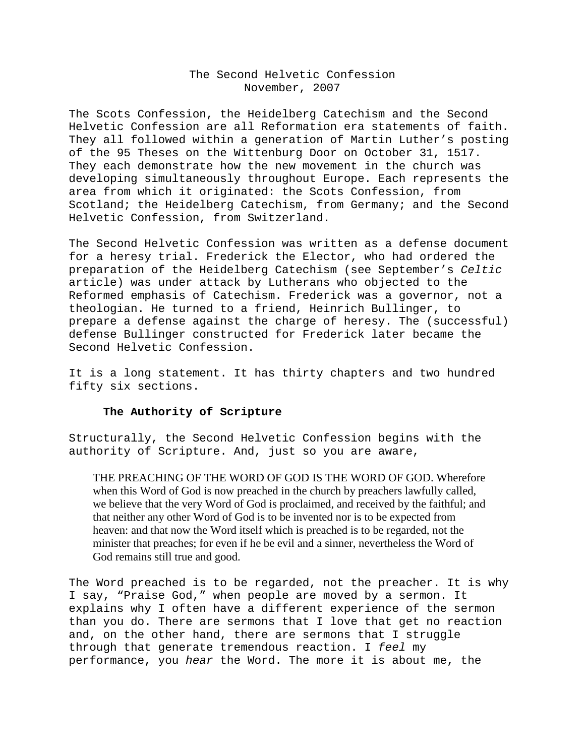# The Second Helvetic Confession
November, 2007

The Scots Confession, the Heidelberg Catechism and the Second Helvetic Confession are all Reformation era statements of faith. They all followed within a generation of Martin Luther's posting of the 95 Theses on the Wittenburg Door on October 31, 1517. They each demonstrate how the new movement in the church was developing simultaneously throughout Europe. Each represents the area from which it originated: the Scots Confession, from Scotland; the Heidelberg Catechism, from Germany; and the Second Helvetic Confession, from Switzerland.

The Second Helvetic Confession was written as a defense document for a heresy trial. Frederick the Elector, who had ordered the preparation of the Heidelberg Catechism (see September's *Celtic* article) was under attack by Lutherans who objected to the Reformed emphasis of Catechism. Frederick was a governor, not a theologian. He turned to a friend, Heinrich Bullinger, to prepare a defense against the charge of heresy. The (successful) defense Bullinger constructed for Frederick later became the Second Helvetic Confession.

It is a long statement. It has thirty chapters and two hundred fifty six sections.

## The Authority of Scripture

Structurally, the Second Helvetic Confession begins with the authority of Scripture. And, just so you are aware,

> THE PREACHING OF THE WORD OF GOD IS THE WORD OF GOD. Wherefore when this Word of God is now preached in the church by preachers lawfully called, we believe that the very Word of God is proclaimed, and received by the faithful; and that neither any other Word of God is to be invented nor is to be expected from heaven: and that now the Word itself which is preached is to be regarded, not the minister that preaches; for even if he be evil and a sinner, nevertheless the Word of God remains still true and good.

The Word preached is to be regarded, not the preacher. It is why I say, "Praise God," when people are moved by a sermon. It explains why I often have a different experience of the sermon than you do. There are sermons that I love that get no reaction and, on the other hand, there are sermons that I struggle through that generate tremendous reaction. I *feel* my performance, you *hear* the Word. The more it is about me, the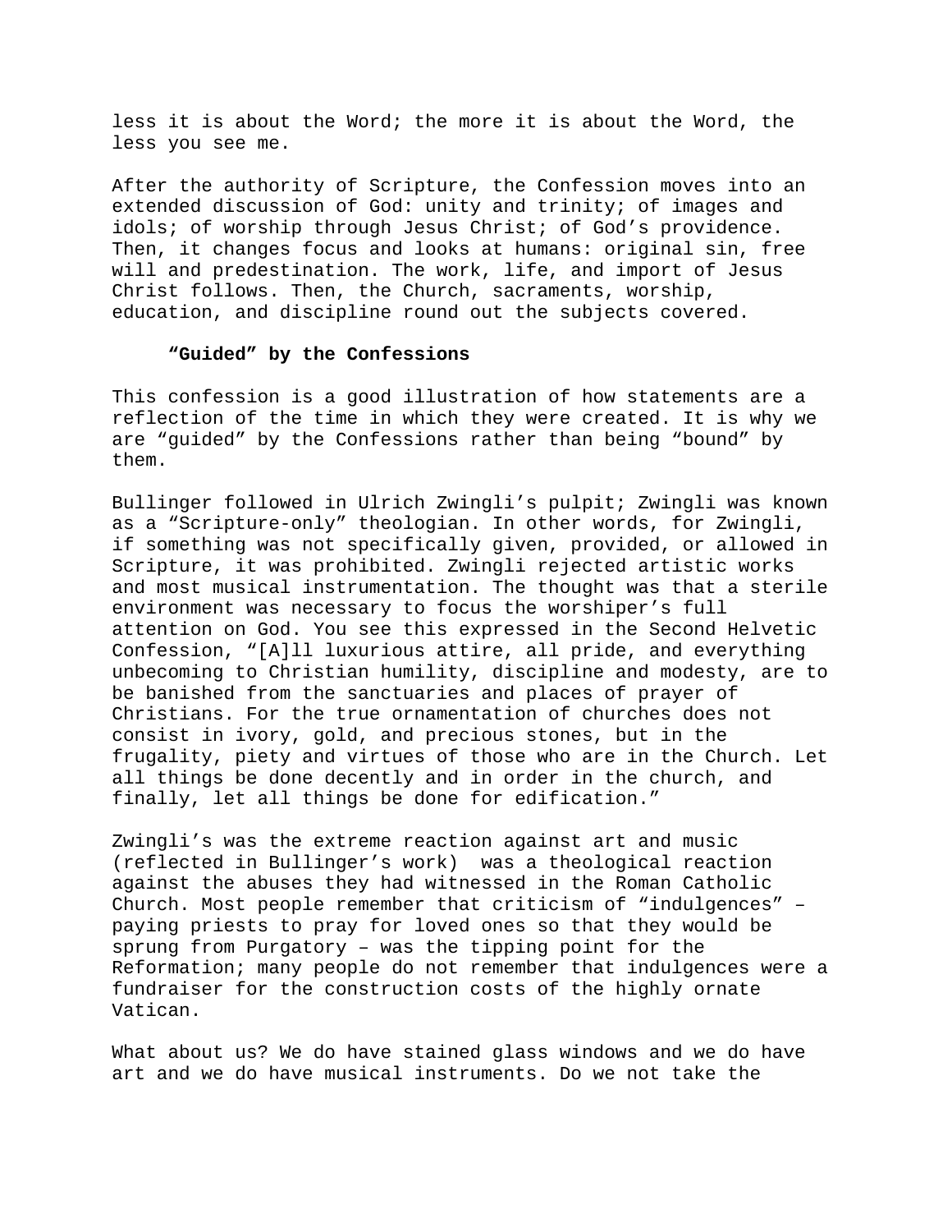less it is about the Word; the more it is about the Word, the less you see me.

After the authority of Scripture, the Confession moves into an extended discussion of God: unity and trinity; of images and idols; of worship through Jesus Christ; of God's providence. Then, it changes focus and looks at humans: original sin, free will and predestination. The work, life, and import of Jesus Christ follows. Then, the Church, sacraments, worship, education, and discipline round out the subjects covered.

### "Guided" by the Confessions

This confession is a good illustration of how statements are a reflection of the time in which they were created. It is why we are "guided" by the Confessions rather than being "bound" by them.

Bullinger followed in Ulrich Zwingli's pulpit; Zwingli was known as a "Scripture-only" theologian. In other words, for Zwingli, if something was not specifically given, provided, or allowed in Scripture, it was prohibited. Zwingli rejected artistic works and most musical instrumentation. The thought was that a sterile environment was necessary to focus the worshiper's full attention on God. You see this expressed in the Second Helvetic Confession, "[A]ll luxurious attire, all pride, and everything unbecoming to Christian humility, discipline and modesty, are to be banished from the sanctuaries and places of prayer of Christians. For the true ornamentation of churches does not consist in ivory, gold, and precious stones, but in the frugality, piety and virtues of those who are in the Church. Let all things be done decently and in order in the church, and finally, let all things be done for edification."

Zwingli's was the extreme reaction against art and music (reflected in Bullinger's work) was a theological reaction against the abuses they had witnessed in the Roman Catholic Church. Most people remember that criticism of "indulgences" – paying priests to pray for loved ones so that they would be sprung from Purgatory – was the tipping point for the Reformation; many people do not remember that indulgences were a fundraiser for the construction costs of the highly ornate Vatican.

What about us? We do have stained glass windows and we do have art and we do have musical instruments. Do we not take the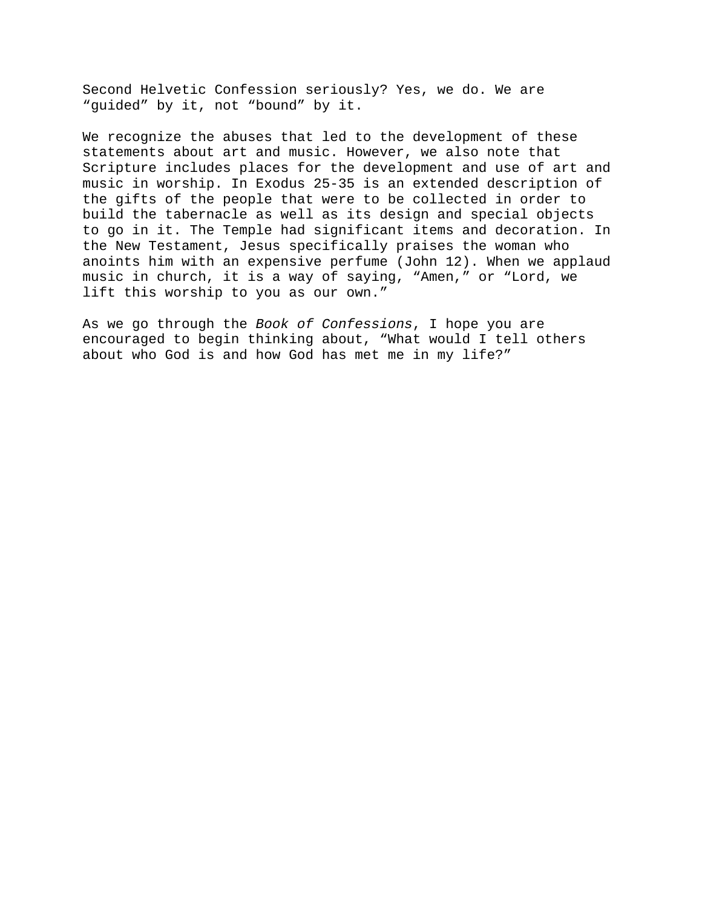Second Helvetic Confession seriously? Yes, we do. We are "guided" by it, not "bound" by it.

We recognize the abuses that led to the development of these statements about art and music. However, we also note that Scripture includes places for the development and use of art and music in worship. In Exodus 25-35 is an extended description of the gifts of the people that were to be collected in order to build the tabernacle as well as its design and special objects to go in it. The Temple had significant items and decoration. In the New Testament, Jesus specifically praises the woman who anoints him with an expensive perfume (John 12). When we applaud music in church, it is a way of saying, "Amen," or "Lord, we lift this worship to you as our own."

As we go through the *Book of Confessions*, I hope you are encouraged to begin thinking about, "What would I tell others about who God is and how God has met me in my life?"